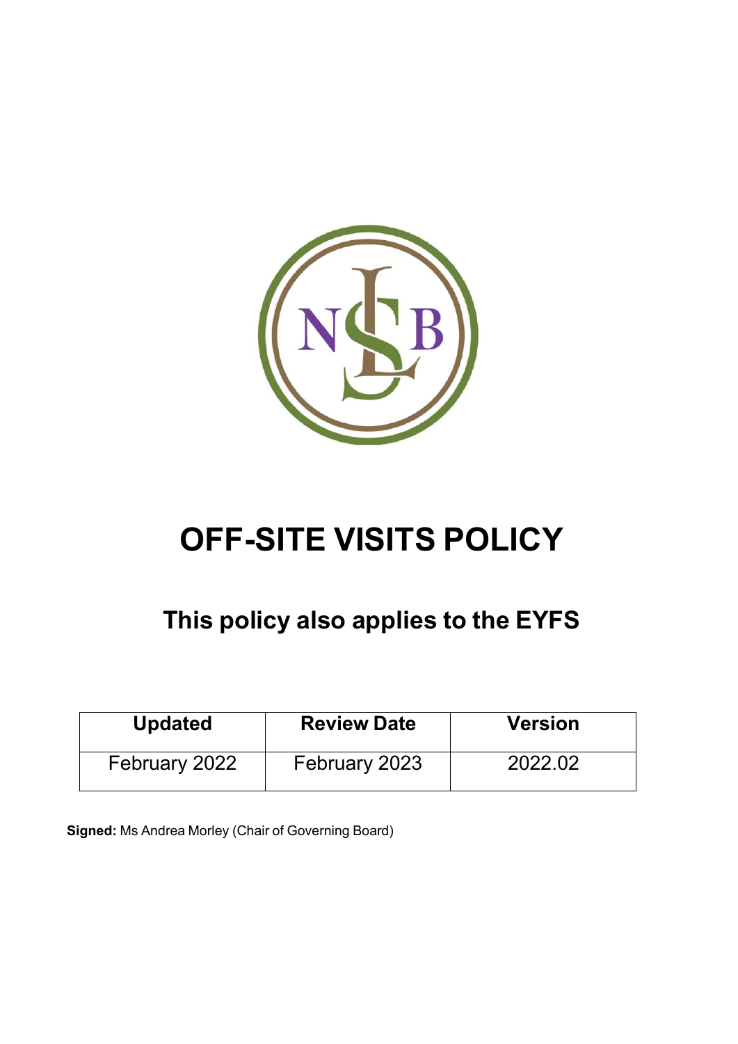# OFF-SITE VISITS POLICY

## This policy also applies to the EYFS

| Updated | Review Date | Version |
|---|---|---|
| February 2022 | February 2023 | 2022.02 |

**Signed:** Ms Andrea Morley (Chair of Governing Board)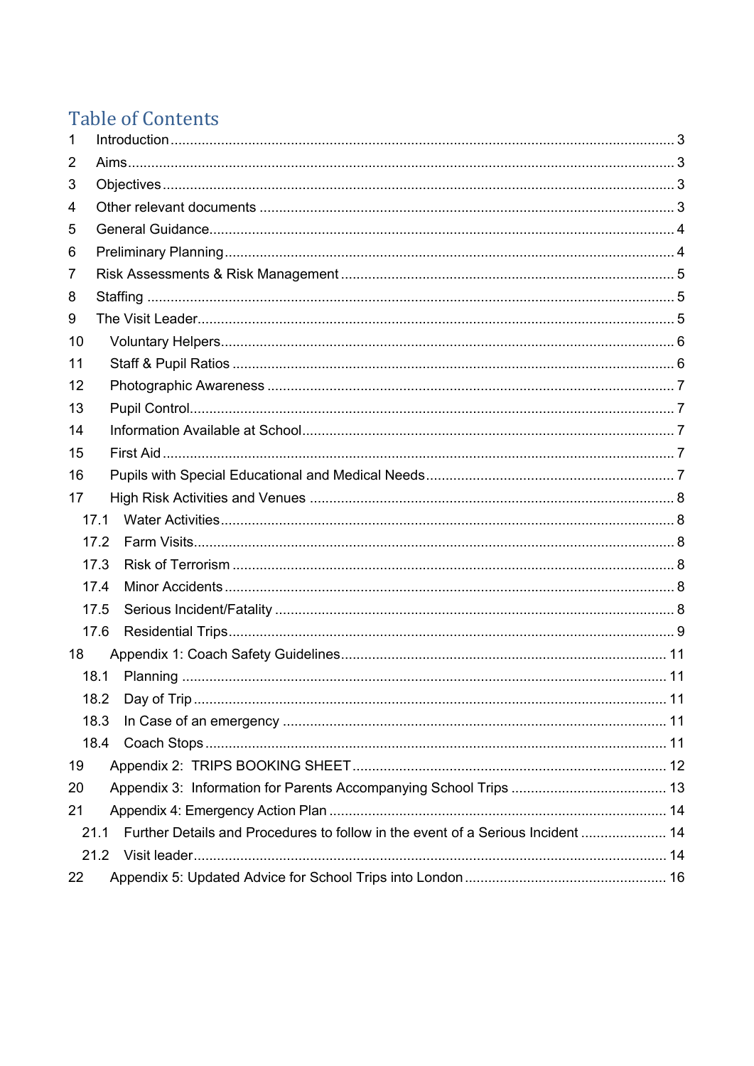# Table of Contents

1 Introduction ........ 3
2 Aims ........ 3
3 Objectives ........ 3
4 Other relevant documents ........ 3
5 General Guidance ........ 4
6 Preliminary Planning ........ 4
7 Risk Assessments & Risk Management ........ 5
8 Staffing ........ 5
9 The Visit Leader ........ 5
10 Voluntary Helpers ........ 6
11 Staff & Pupil Ratios ........ 6
12 Photographic Awareness ........ 7
13 Pupil Control ........ 7
14 Information Available at School ........ 7
15 First Aid ........ 7
16 Pupils with Special Educational and Medical Needs ........ 7
17 High Risk Activities and Venues ........ 8
  17.1 Water Activities ........ 8
  17.2 Farm Visits ........ 8
  17.3 Risk of Terrorism ........ 8
  17.4 Minor Accidents ........ 8
  17.5 Serious Incident/Fatality ........ 8
  17.6 Residential Trips ........ 9
18 Appendix 1: Coach Safety Guidelines ........ 11
  18.1 Planning ........ 11
  18.2 Day of Trip ........ 11
  18.3 In Case of an emergency ........ 11
  18.4 Coach Stops ........ 11
19 Appendix 2: TRIPS BOOKING SHEET ........ 12
20 Appendix 3: Information for Parents Accompanying School Trips ........ 13
21 Appendix 4: Emergency Action Plan ........ 14
  21.1 Further Details and Procedures to follow in the event of a Serious Incident ........ 14
  21.2 Visit leader ........ 14
22 Appendix 5: Updated Advice for School Trips into London ........ 16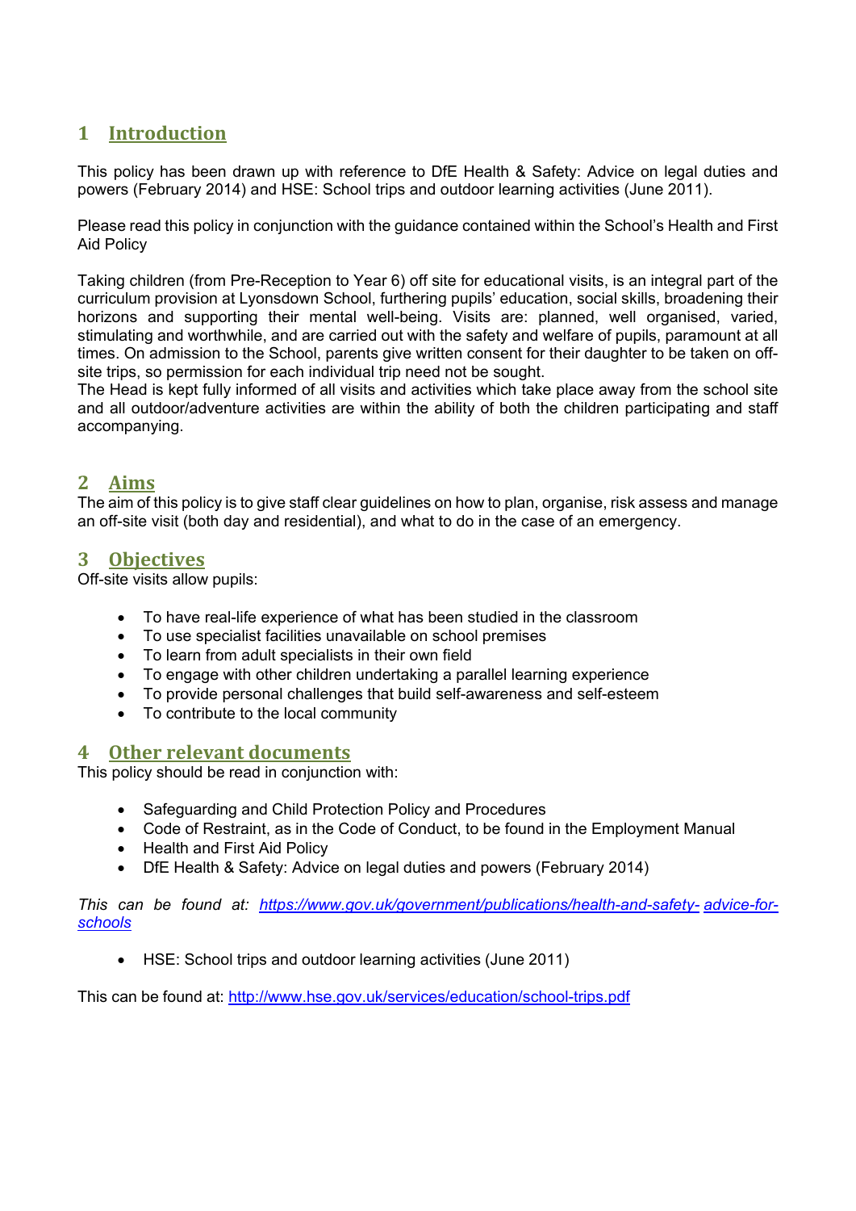## 1 Introduction

This policy has been drawn up with reference to DfE Health & Safety: Advice on legal duties and powers (February 2014) and HSE: School trips and outdoor learning activities (June 2011).

Please read this policy in conjunction with the guidance contained within the School's Health and First Aid Policy

Taking children (from Pre-Reception to Year 6) off site for educational visits, is an integral part of the curriculum provision at Lyonsdown School, furthering pupils' education, social skills, broadening their horizons and supporting their mental well-being. Visits are: planned, well organised, varied, stimulating and worthwhile, and are carried out with the safety and welfare of pupils, paramount at all times. On admission to the School, parents give written consent for their daughter to be taken on off-site trips, so permission for each individual trip need not be sought.
The Head is kept fully informed of all visits and activities which take place away from the school site and all outdoor/adventure activities are within the ability of both the children participating and staff accompanying.

## 2 Aims

The aim of this policy is to give staff clear guidelines on how to plan, organise, risk assess and manage an off-site visit (both day and residential), and what to do in the case of an emergency.

## 3 Objectives

Off-site visits allow pupils:

- To have real-life experience of what has been studied in the classroom
- To use specialist facilities unavailable on school premises
- To learn from adult specialists in their own field
- To engage with other children undertaking a parallel learning experience
- To provide personal challenges that build self-awareness and self-esteem
- To contribute to the local community

## 4 Other relevant documents

This policy should be read in conjunction with:

- Safeguarding and Child Protection Policy and Procedures
- Code of Restraint, as in the Code of Conduct, to be found in the Employment Manual
- Health and First Aid Policy
- DfE Health & Safety: Advice on legal duties and powers (February 2014)

*This can be found at: https://www.gov.uk/government/publications/health-and-safety- advice-for-schools*

- HSE: School trips and outdoor learning activities (June 2011)

This can be found at: http://www.hse.gov.uk/services/education/school-trips.pdf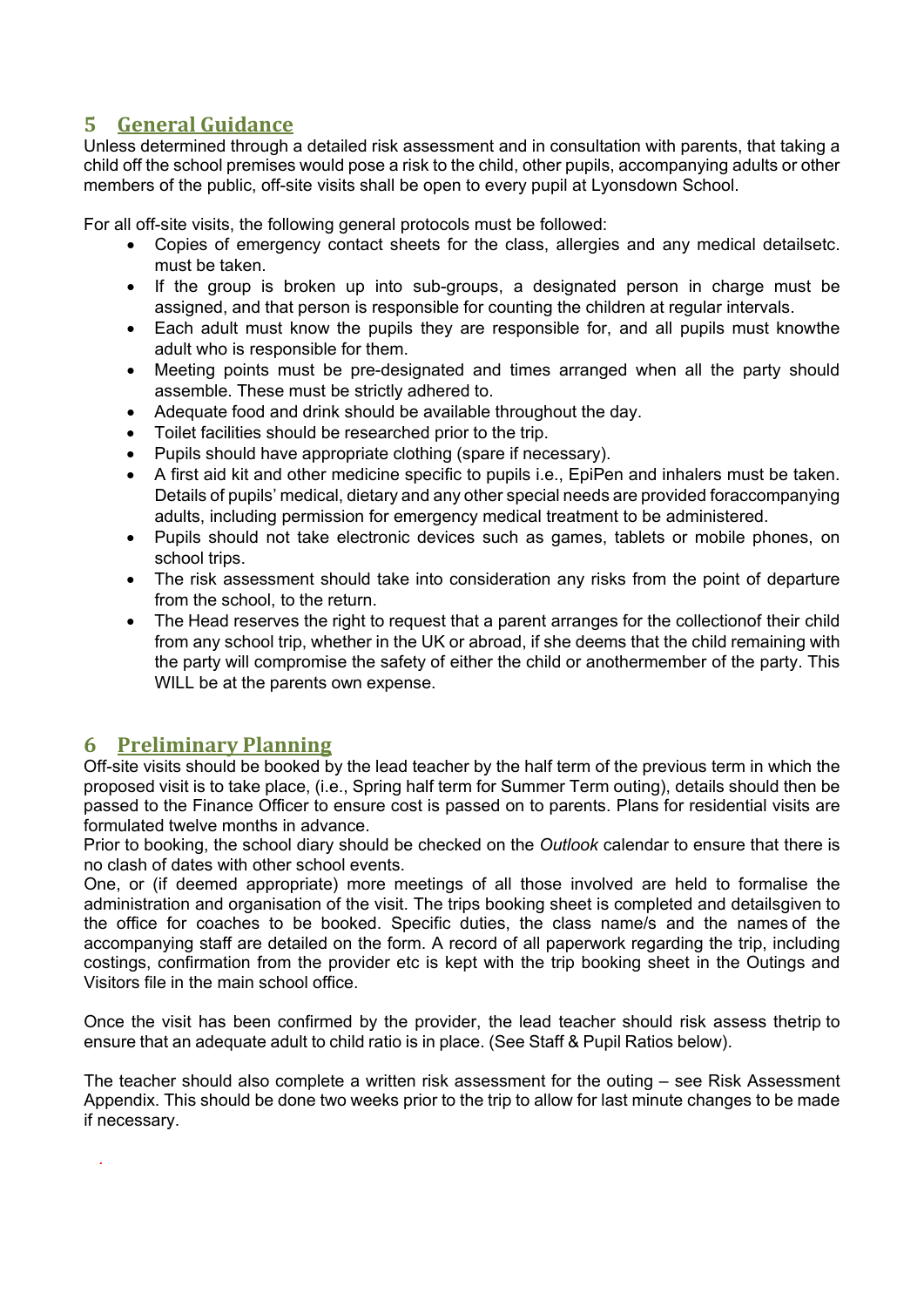## 5 General Guidance

Unless determined through a detailed risk assessment and in consultation with parents, that taking a child off the school premises would pose a risk to the child, other pupils, accompanying adults or other members of the public, off-site visits shall be open to every pupil at Lyonsdown School.

For all off-site visits, the following general protocols must be followed:

- Copies of emergency contact sheets for the class, allergies and any medical detailsetc. must be taken.
- If the group is broken up into sub-groups, a designated person in charge must be assigned, and that person is responsible for counting the children at regular intervals.
- Each adult must know the pupils they are responsible for, and all pupils must knowthe adult who is responsible for them.
- Meeting points must be pre-designated and times arranged when all the party should assemble. These must be strictly adhered to.
- Adequate food and drink should be available throughout the day.
- Toilet facilities should be researched prior to the trip.
- Pupils should have appropriate clothing (spare if necessary).
- A first aid kit and other medicine specific to pupils i.e., EpiPen and inhalers must be taken. Details of pupils' medical, dietary and any other special needs are provided foraccompanying adults, including permission for emergency medical treatment to be administered.
- Pupils should not take electronic devices such as games, tablets or mobile phones, on school trips.
- The risk assessment should take into consideration any risks from the point of departure from the school, to the return.
- The Head reserves the right to request that a parent arranges for the collectionof their child from any school trip, whether in the UK or abroad, if she deems that the child remaining with the party will compromise the safety of either the child or anothermember of the party. This WILL be at the parents own expense.

## 6 Preliminary Planning

Off-site visits should be booked by the lead teacher by the half term of the previous term in which the proposed visit is to take place, (i.e., Spring half term for Summer Term outing), details should then be passed to the Finance Officer to ensure cost is passed on to parents. Plans for residential visits are formulated twelve months in advance.

Prior to booking, the school diary should be checked on the *Outlook* calendar to ensure that there is no clash of dates with other school events.

One, or (if deemed appropriate) more meetings of all those involved are held to formalise the administration and organisation of the visit. The trips booking sheet is completed and detailsgiven to the office for coaches to be booked. Specific duties, the class name/s and the names of the accompanying staff are detailed on the form. A record of all paperwork regarding the trip, including costings, confirmation from the provider etc is kept with the trip booking sheet in the Outings and Visitors file in the main school office.

Once the visit has been confirmed by the provider, the lead teacher should risk assess thetrip to ensure that an adequate adult to child ratio is in place. (See Staff & Pupil Ratios below).

The teacher should also complete a written risk assessment for the outing – see Risk Assessment Appendix. This should be done two weeks prior to the trip to allow for last minute changes to be made if necessary.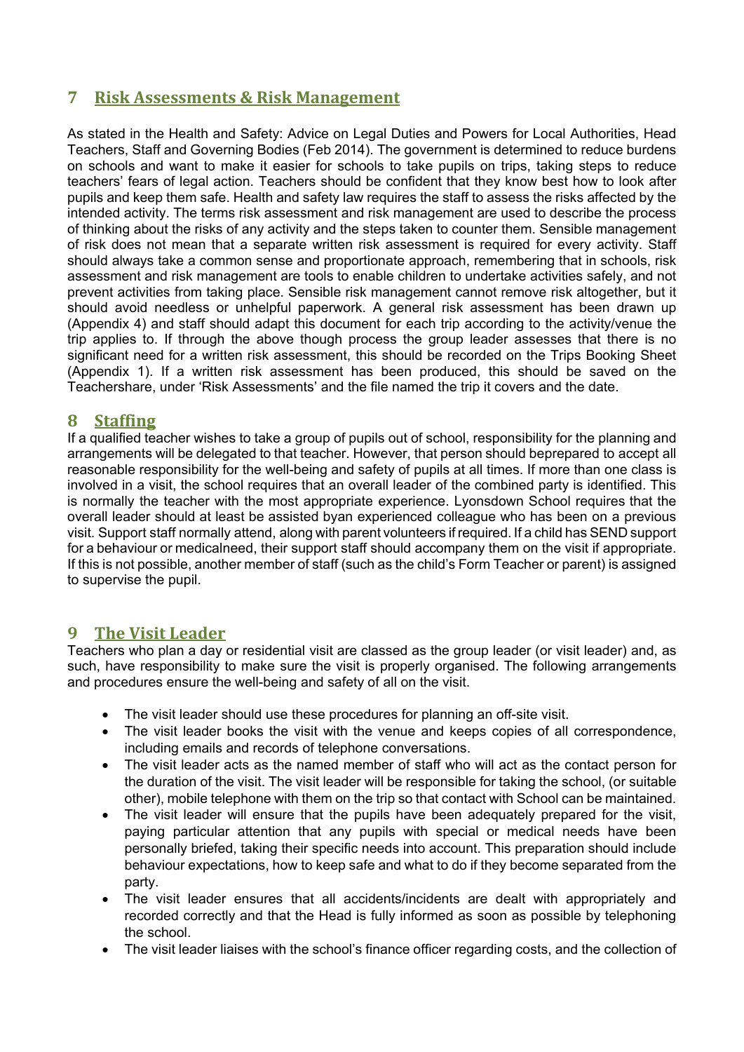## 7 Risk Assessments & Risk Management

As stated in the Health and Safety: Advice on Legal Duties and Powers for Local Authorities, Head Teachers, Staff and Governing Bodies (Feb 2014). The government is determined to reduce burdens on schools and want to make it easier for schools to take pupils on trips, taking steps to reduce teachers' fears of legal action. Teachers should be confident that they know best how to look after pupils and keep them safe. Health and safety law requires the staff to assess the risks affected by the intended activity. The terms risk assessment and risk management are used to describe the process of thinking about the risks of any activity and the steps taken to counter them. Sensible management of risk does not mean that a separate written risk assessment is required for every activity. Staff should always take a common sense and proportionate approach, remembering that in schools, risk assessment and risk management are tools to enable children to undertake activities safely, and not prevent activities from taking place. Sensible risk management cannot remove risk altogether, but it should avoid needless or unhelpful paperwork. A general risk assessment has been drawn up (Appendix 4) and staff should adapt this document for each trip according to the activity/venue the trip applies to. If through the above though process the group leader assesses that there is no significant need for a written risk assessment, this should be recorded on the Trips Booking Sheet (Appendix 1). If a written risk assessment has been produced, this should be saved on the Teachershare, under 'Risk Assessments' and the file named the trip it covers and the date.

## 8 Staffing

If a qualified teacher wishes to take a group of pupils out of school, responsibility for the planning and arrangements will be delegated to that teacher. However, that person should beprepared to accept all reasonable responsibility for the well-being and safety of pupils at all times. If more than one class is involved in a visit, the school requires that an overall leader of the combined party is identified. This is normally the teacher with the most appropriate experience. Lyonsdown School requires that the overall leader should at least be assisted byan experienced colleague who has been on a previous visit. Support staff normally attend, along with parent volunteers if required. If a child has SEND support for a behaviour or medicalneed, their support staff should accompany them on the visit if appropriate. If this is not possible, another member of staff (such as the child's Form Teacher or parent) is assigned to supervise the pupil.

## 9 The Visit Leader

Teachers who plan a day or residential visit are classed as the group leader (or visit leader) and, as such, have responsibility to make sure the visit is properly organised. The following arrangements and procedures ensure the well-being and safety of all on the visit.

- The visit leader should use these procedures for planning an off-site visit.
- The visit leader books the visit with the venue and keeps copies of all correspondence, including emails and records of telephone conversations.
- The visit leader acts as the named member of staff who will act as the contact person for the duration of the visit. The visit leader will be responsible for taking the school, (or suitable other), mobile telephone with them on the trip so that contact with School can be maintained.
- The visit leader will ensure that the pupils have been adequately prepared for the visit, paying particular attention that any pupils with special or medical needs have been personally briefed, taking their specific needs into account. This preparation should include behaviour expectations, how to keep safe and what to do if they become separated from the party.
- The visit leader ensures that all accidents/incidents are dealt with appropriately and recorded correctly and that the Head is fully informed as soon as possible by telephoning the school.
- The visit leader liaises with the school's finance officer regarding costs, and the collection of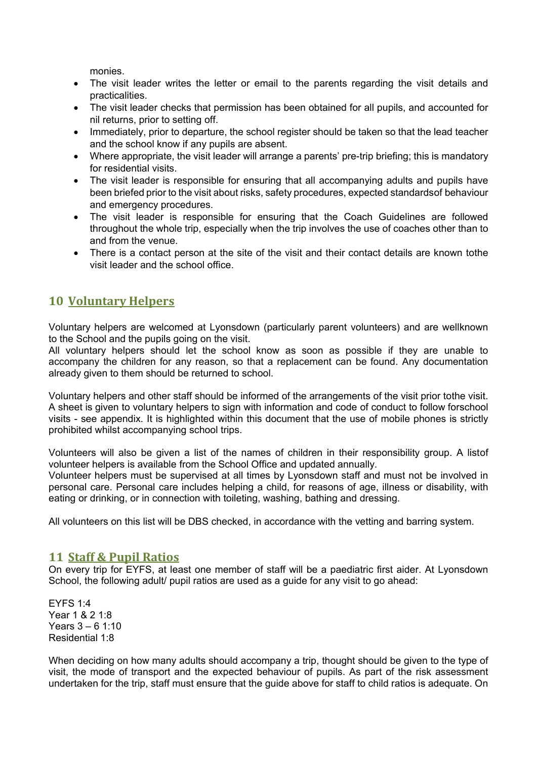monies.

- The visit leader writes the letter or email to the parents regarding the visit details and practicalities.
- The visit leader checks that permission has been obtained for all pupils, and accounted for nil returns, prior to setting off.
- Immediately, prior to departure, the school register should be taken so that the lead teacher and the school know if any pupils are absent.
- Where appropriate, the visit leader will arrange a parents' pre-trip briefing; this is mandatory for residential visits.
- The visit leader is responsible for ensuring that all accompanying adults and pupils have been briefed prior to the visit about risks, safety procedures, expected standardsof behaviour and emergency procedures.
- The visit leader is responsible for ensuring that the Coach Guidelines are followed throughout the whole trip, especially when the trip involves the use of coaches other than to and from the venue.
- There is a contact person at the site of the visit and their contact details are known tothe visit leader and the school office.

## 10 Voluntary Helpers

Voluntary helpers are welcomed at Lyonsdown (particularly parent volunteers) and are wellknown to the School and the pupils going on the visit.
All voluntary helpers should let the school know as soon as possible if they are unable to accompany the children for any reason, so that a replacement can be found. Any documentation already given to them should be returned to school.

Voluntary helpers and other staff should be informed of the arrangements of the visit prior tothe visit. A sheet is given to voluntary helpers to sign with information and code of conduct to follow forschool visits - see appendix. It is highlighted within this document that the use of mobile phones is strictly prohibited whilst accompanying school trips.

Volunteers will also be given a list of the names of children in their responsibility group. A listof volunteer helpers is available from the School Office and updated annually.
Volunteer helpers must be supervised at all times by Lyonsdown staff and must not be involved in personal care. Personal care includes helping a child, for reasons of age, illness or disability, with eating or drinking, or in connection with toileting, washing, bathing and dressing.

All volunteers on this list will be DBS checked, in accordance with the vetting and barring system.

## 11 Staff & Pupil Ratios

On every trip for EYFS, at least one member of staff will be a paediatric first aider. At Lyonsdown School, the following adult/ pupil ratios are used as a guide for any visit to go ahead:

EYFS 1:4
Year 1 & 2 1:8
Years 3 – 6 1:10
Residential 1:8

When deciding on how many adults should accompany a trip, thought should be given to the type of visit, the mode of transport and the expected behaviour of pupils. As part of the risk assessment undertaken for the trip, staff must ensure that the guide above for staff to child ratios is adequate. On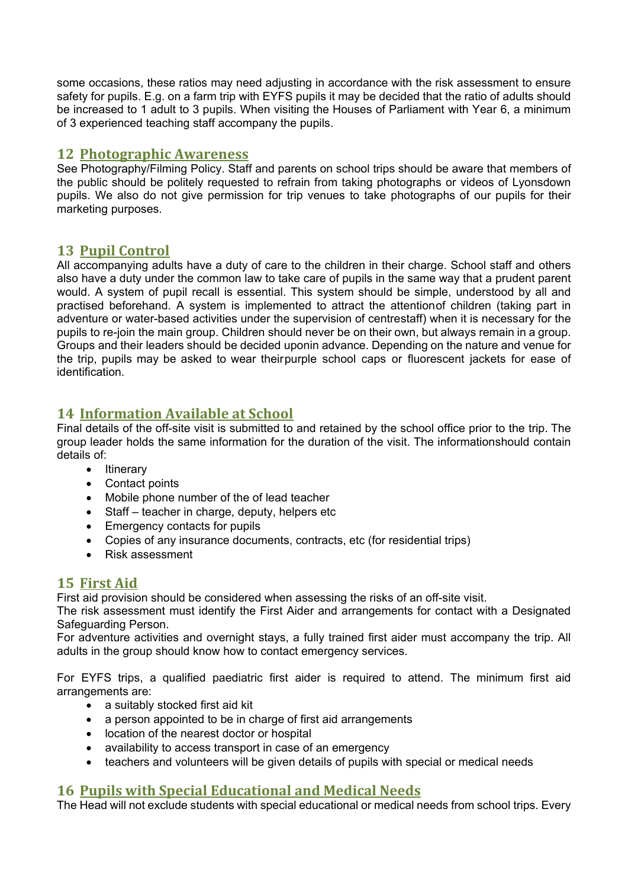some occasions, these ratios may need adjusting in accordance with the risk assessment to ensure safety for pupils. E.g. on a farm trip with EYFS pupils it may be decided that the ratio of adults should be increased to 1 adult to 3 pupils. When visiting the Houses of Parliament with Year 6, a minimum of 3 experienced teaching staff accompany the pupils.

## 12 Photographic Awareness

See Photography/Filming Policy. Staff and parents on school trips should be aware that members of the public should be politely requested to refrain from taking photographs or videos of Lyonsdown pupils. We also do not give permission for trip venues to take photographs of our pupils for their marketing purposes.

## 13 Pupil Control

All accompanying adults have a duty of care to the children in their charge. School staff and others also have a duty under the common law to take care of pupils in the same way that a prudent parent would. A system of pupil recall is essential. This system should be simple, understood by all and practised beforehand. A system is implemented to attract the attentionof children (taking part in adventure or water-based activities under the supervision of centrestaff) when it is necessary for the pupils to re-join the main group. Children should never be on their own, but always remain in a group. Groups and their leaders should be decided uponin advance. Depending on the nature and venue for the trip, pupils may be asked to wear theirpurple school caps or fluorescent jackets for ease of identification.

## 14 Information Available at School

Final details of the off-site visit is submitted to and retained by the school office prior to the trip. The group leader holds the same information for the duration of the visit. The informationshould contain details of:

- Itinerary
- Contact points
- Mobile phone number of the of lead teacher
- Staff – teacher in charge, deputy, helpers etc
- Emergency contacts for pupils
- Copies of any insurance documents, contracts, etc (for residential trips)
- Risk assessment

## 15 First Aid

First aid provision should be considered when assessing the risks of an off-site visit.
The risk assessment must identify the First Aider and arrangements for contact with a Designated Safeguarding Person.
For adventure activities and overnight stays, a fully trained first aider must accompany the trip. All adults in the group should know how to contact emergency services.

For EYFS trips, a qualified paediatric first aider is required to attend. The minimum first aid arrangements are:

- a suitably stocked first aid kit
- a person appointed to be in charge of first aid arrangements
- location of the nearest doctor or hospital
- availability to access transport in case of an emergency
- teachers and volunteers will be given details of pupils with special or medical needs

## 16 Pupils with Special Educational and Medical Needs

The Head will not exclude students with special educational or medical needs from school trips. Every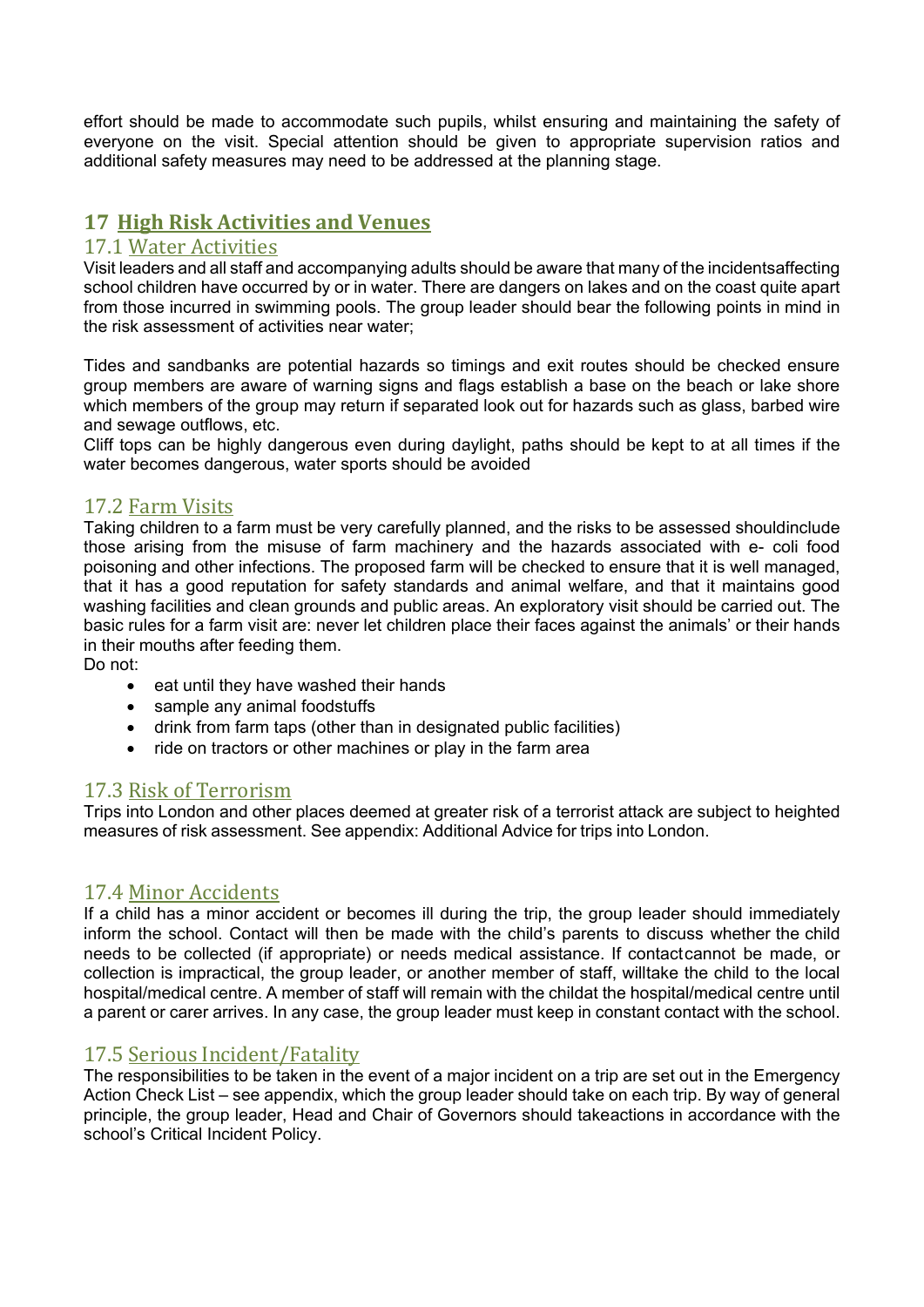effort should be made to accommodate such pupils, whilst ensuring and maintaining the safety of everyone on the visit. Special attention should be given to appropriate supervision ratios and additional safety measures may need to be addressed at the planning stage.

## 17 High Risk Activities and Venues

### 17.1 Water Activities

Visit leaders and all staff and accompanying adults should be aware that many of the incidentsaffecting school children have occurred by or in water. There are dangers on lakes and on the coast quite apart from those incurred in swimming pools. The group leader should bear the following points in mind in the risk assessment of activities near water;

Tides and sandbanks are potential hazards so timings and exit routes should be checked ensure group members are aware of warning signs and flags establish a base on the beach or lake shore which members of the group may return if separated look out for hazards such as glass, barbed wire and sewage outflows, etc.
Cliff tops can be highly dangerous even during daylight, paths should be kept to at all times if the water becomes dangerous, water sports should be avoided

### 17.2 Farm Visits

Taking children to a farm must be very carefully planned, and the risks to be assessed shouldinclude those arising from the misuse of farm machinery and the hazards associated with e- coli food poisoning and other infections. The proposed farm will be checked to ensure that it is well managed, that it has a good reputation for safety standards and animal welfare, and that it maintains good washing facilities and clean grounds and public areas. An exploratory visit should be carried out. The basic rules for a farm visit are: never let children place their faces against the animals' or their hands in their mouths after feeding them.
Do not:

- eat until they have washed their hands
- sample any animal foodstuffs
- drink from farm taps (other than in designated public facilities)
- ride on tractors or other machines or play in the farm area

### 17.3 Risk of Terrorism

Trips into London and other places deemed at greater risk of a terrorist attack are subject to heighted measures of risk assessment. See appendix: Additional Advice for trips into London.

### 17.4 Minor Accidents

If a child has a minor accident or becomes ill during the trip, the group leader should immediately inform the school. Contact will then be made with the child's parents to discuss whether the child needs to be collected (if appropriate) or needs medical assistance. If contactcannot be made, or collection is impractical, the group leader, or another member of staff, willtake the child to the local hospital/medical centre. A member of staff will remain with the childat the hospital/medical centre until a parent or carer arrives. In any case, the group leader must keep in constant contact with the school.

### 17.5 Serious Incident/Fatality

The responsibilities to be taken in the event of a major incident on a trip are set out in the Emergency Action Check List – see appendix, which the group leader should take on each trip. By way of general principle, the group leader, Head and Chair of Governors should takeactions in accordance with the school's Critical Incident Policy.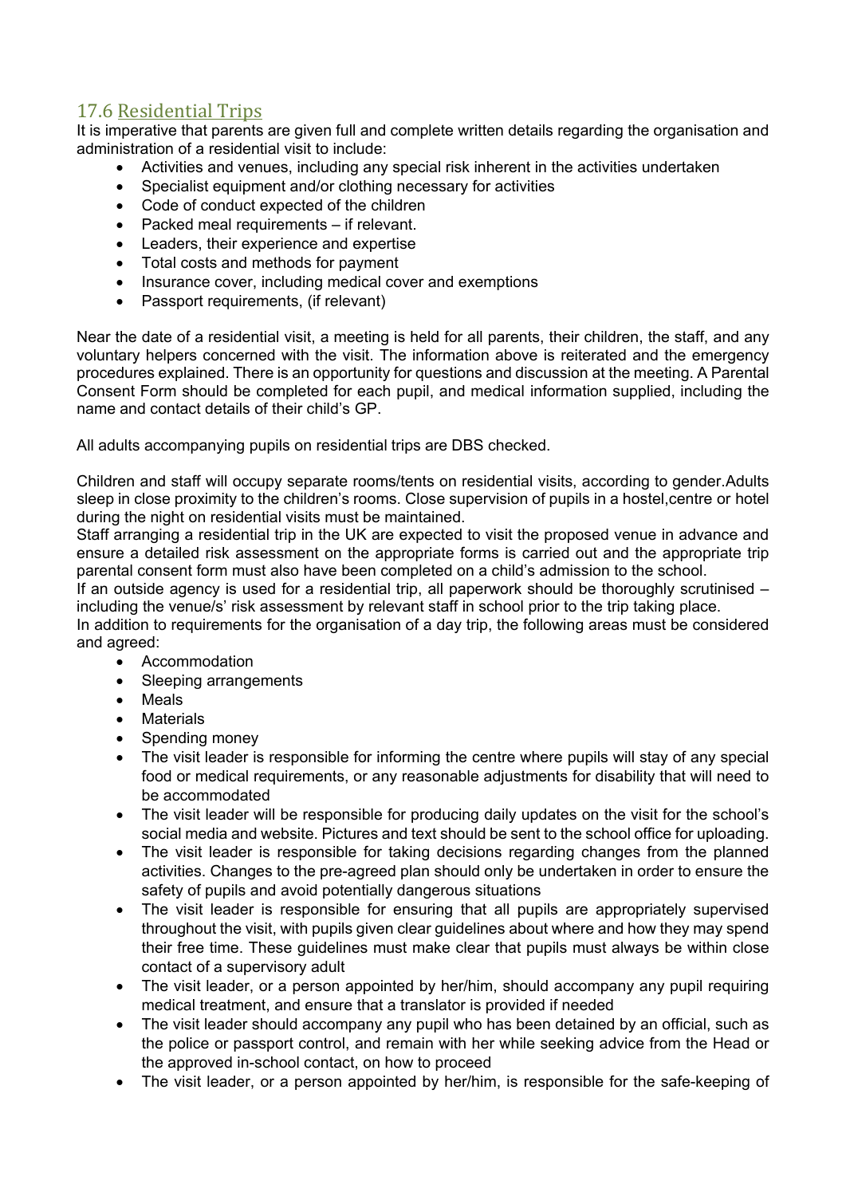## 17.6 Residential Trips

It is imperative that parents are given full and complete written details regarding the organisation and administration of a residential visit to include:

- Activities and venues, including any special risk inherent in the activities undertaken
- Specialist equipment and/or clothing necessary for activities
- Code of conduct expected of the children
- Packed meal requirements – if relevant.
- Leaders, their experience and expertise
- Total costs and methods for payment
- Insurance cover, including medical cover and exemptions
- Passport requirements, (if relevant)

Near the date of a residential visit, a meeting is held for all parents, their children, the staff, and any voluntary helpers concerned with the visit. The information above is reiterated and the emergency procedures explained. There is an opportunity for questions and discussion at the meeting. A Parental Consent Form should be completed for each pupil, and medical information supplied, including the name and contact details of their child's GP.

All adults accompanying pupils on residential trips are DBS checked.

Children and staff will occupy separate rooms/tents on residential visits, according to gender.Adults sleep in close proximity to the children's rooms. Close supervision of pupils in a hostel,centre or hotel during the night on residential visits must be maintained.

Staff arranging a residential trip in the UK are expected to visit the proposed venue in advance and ensure a detailed risk assessment on the appropriate forms is carried out and the appropriate trip parental consent form must also have been completed on a child's admission to the school.

If an outside agency is used for a residential trip, all paperwork should be thoroughly scrutinised – including the venue/s' risk assessment by relevant staff in school prior to the trip taking place.

In addition to requirements for the organisation of a day trip, the following areas must be considered and agreed:

- Accommodation
- Sleeping arrangements
- Meals
- Materials
- Spending money
- The visit leader is responsible for informing the centre where pupils will stay of any special food or medical requirements, or any reasonable adjustments for disability that will need to be accommodated
- The visit leader will be responsible for producing daily updates on the visit for the school's social media and website. Pictures and text should be sent to the school office for uploading.
- The visit leader is responsible for taking decisions regarding changes from the planned activities. Changes to the pre-agreed plan should only be undertaken in order to ensure the safety of pupils and avoid potentially dangerous situations
- The visit leader is responsible for ensuring that all pupils are appropriately supervised throughout the visit, with pupils given clear guidelines about where and how they may spend their free time. These guidelines must make clear that pupils must always be within close contact of a supervisory adult
- The visit leader, or a person appointed by her/him, should accompany any pupil requiring medical treatment, and ensure that a translator is provided if needed
- The visit leader should accompany any pupil who has been detained by an official, such as the police or passport control, and remain with her while seeking advice from the Head or the approved in-school contact, on how to proceed
- The visit leader, or a person appointed by her/him, is responsible for the safe-keeping of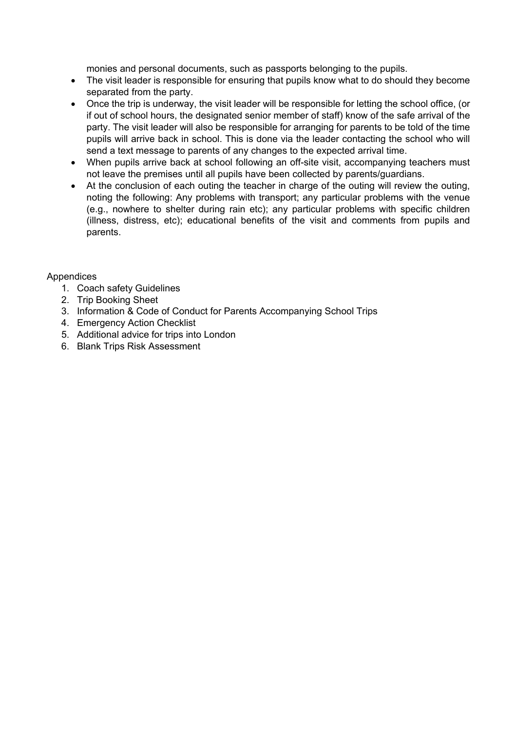monies and personal documents, such as passports belonging to the pupils.

- The visit leader is responsible for ensuring that pupils know what to do should they become separated from the party.
- Once the trip is underway, the visit leader will be responsible for letting the school office, (or if out of school hours, the designated senior member of staff) know of the safe arrival of the party. The visit leader will also be responsible for arranging for parents to be told of the time pupils will arrive back in school. This is done via the leader contacting the school who will send a text message to parents of any changes to the expected arrival time.
- When pupils arrive back at school following an off-site visit, accompanying teachers must not leave the premises until all pupils have been collected by parents/guardians.
- At the conclusion of each outing the teacher in charge of the outing will review the outing, noting the following: Any problems with transport; any particular problems with the venue (e.g., nowhere to shelter during rain etc); any particular problems with specific children (illness, distress, etc); educational benefits of the visit and comments from pupils and parents.

Appendices

1. Coach safety Guidelines
2. Trip Booking Sheet
3. Information & Code of Conduct for Parents Accompanying School Trips
4. Emergency Action Checklist
5. Additional advice for trips into London
6. Blank Trips Risk Assessment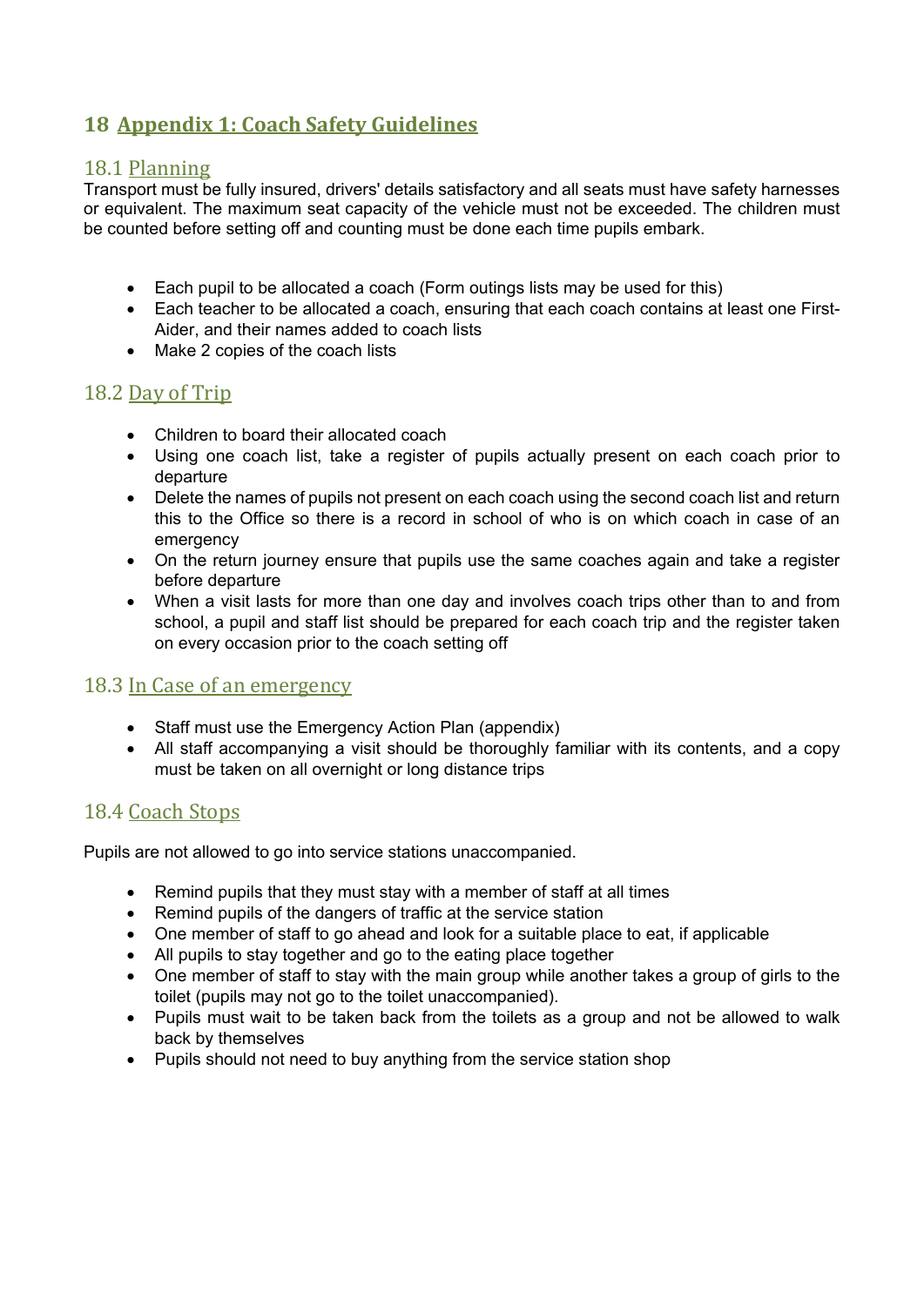# 18 Appendix 1: Coach Safety Guidelines

## 18.1 Planning

Transport must be fully insured, drivers' details satisfactory and all seats must have safety harnesses or equivalent. The maximum seat capacity of the vehicle must not be exceeded. The children must be counted before setting off and counting must be done each time pupils embark.

- Each pupil to be allocated a coach (Form outings lists may be used for this)
- Each teacher to be allocated a coach, ensuring that each coach contains at least one First-Aider, and their names added to coach lists
- Make 2 copies of the coach lists

## 18.2 Day of Trip

- Children to board their allocated coach
- Using one coach list, take a register of pupils actually present on each coach prior to departure
- Delete the names of pupils not present on each coach using the second coach list and return this to the Office so there is a record in school of who is on which coach in case of an emergency
- On the return journey ensure that pupils use the same coaches again and take a register before departure
- When a visit lasts for more than one day and involves coach trips other than to and from school, a pupil and staff list should be prepared for each coach trip and the register taken on every occasion prior to the coach setting off

## 18.3 In Case of an emergency

- Staff must use the Emergency Action Plan (appendix)
- All staff accompanying a visit should be thoroughly familiar with its contents, and a copy must be taken on all overnight or long distance trips

## 18.4 Coach Stops

Pupils are not allowed to go into service stations unaccompanied.

- Remind pupils that they must stay with a member of staff at all times
- Remind pupils of the dangers of traffic at the service station
- One member of staff to go ahead and look for a suitable place to eat, if applicable
- All pupils to stay together and go to the eating place together
- One member of staff to stay with the main group while another takes a group of girls to the toilet (pupils may not go to the toilet unaccompanied).
- Pupils must wait to be taken back from the toilets as a group and not be allowed to walk back by themselves
- Pupils should not need to buy anything from the service station shop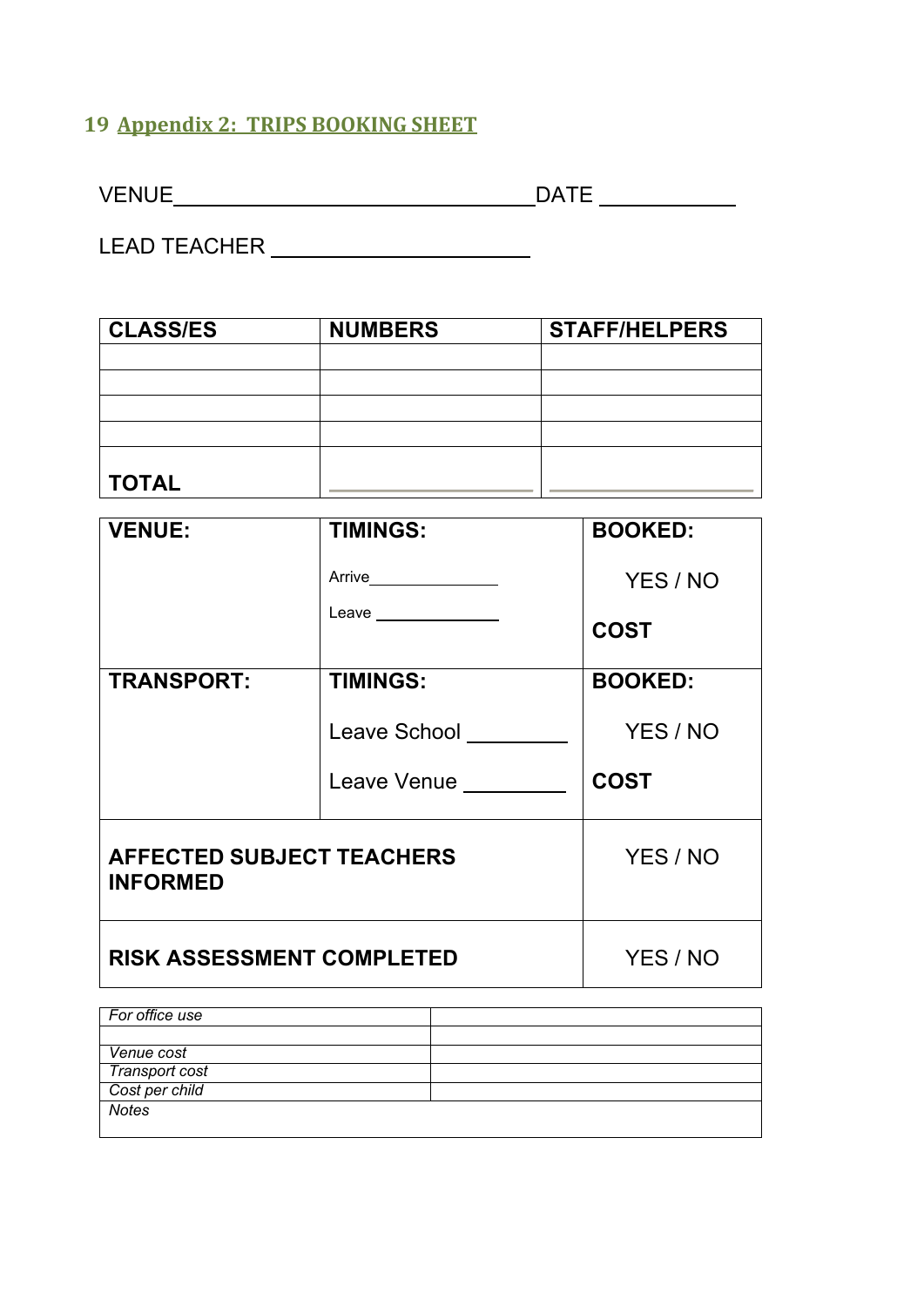## 19 Appendix 2: TRIPS BOOKING SHEET

VENUE ________________________________ DATE ___________

LEAD TEACHER ______________________

| CLASS/ES | NUMBERS | STAFF/HELPERS |
|---|---|---|
| | | |
| | | |
| | | |
| | | |
| TOTAL | | |

| VENUE: | TIMINGS:<br>Arrive ______________<br>Leave ____________ | BOOKED:<br>YES / NO<br>COST |
|---|---|---|
| TRANSPORT: | TIMINGS:<br>Leave School ________<br>Leave Venue ________ | BOOKED:<br>YES / NO<br>COST |
| AFFECTED SUBJECT TEACHERS INFORMED | | YES / NO |
| RISK ASSESSMENT COMPLETED | | YES / NO |

| *For office use* | |
|---|---|
| | |
| *Venue cost* | |
| *Transport cost* | |
| *Cost per child* | |
| *Notes* | |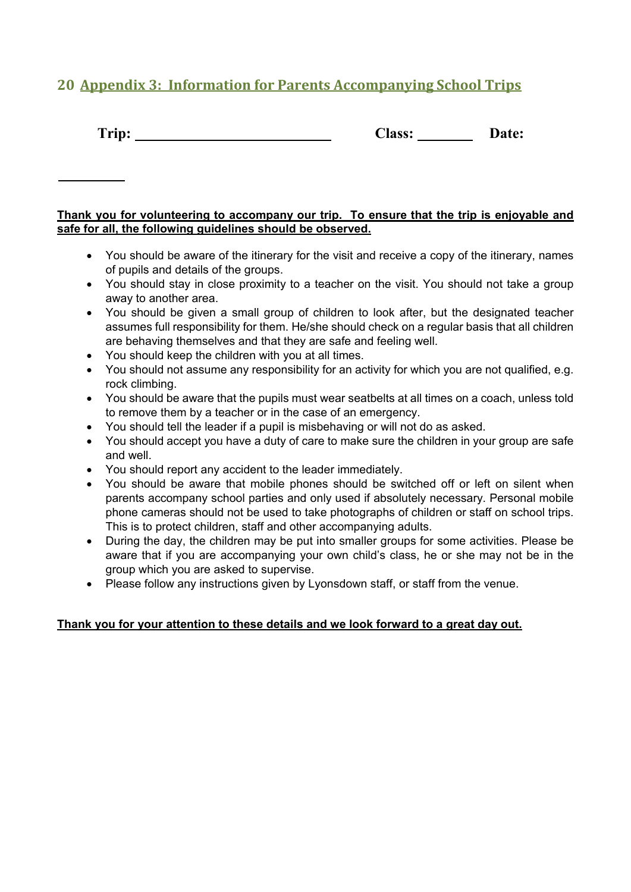## 20 Appendix 3: Information for Parents Accompanying School Trips

**Trip:** ____________________________ **Class:** ________ **Date:**

__________

**Thank you for volunteering to accompany our trip. To ensure that the trip is enjoyable and safe for all, the following guidelines should be observed.**

- You should be aware of the itinerary for the visit and receive a copy of the itinerary, names of pupils and details of the groups.
- You should stay in close proximity to a teacher on the visit. You should not take a group away to another area.
- You should be given a small group of children to look after, but the designated teacher assumes full responsibility for them. He/she should check on a regular basis that all children are behaving themselves and that they are safe and feeling well.
- You should keep the children with you at all times.
- You should not assume any responsibility for an activity for which you are not qualified, e.g. rock climbing.
- You should be aware that the pupils must wear seatbelts at all times on a coach, unless told to remove them by a teacher or in the case of an emergency.
- You should tell the leader if a pupil is misbehaving or will not do as asked.
- You should accept you have a duty of care to make sure the children in your group are safe and well.
- You should report any accident to the leader immediately.
- You should be aware that mobile phones should be switched off or left on silent when parents accompany school parties and only used if absolutely necessary. Personal mobile phone cameras should not be used to take photographs of children or staff on school trips. This is to protect children, staff and other accompanying adults.
- During the day, the children may be put into smaller groups for some activities. Please be aware that if you are accompanying your own child's class, he or she may not be in the group which you are asked to supervise.
- Please follow any instructions given by Lyonsdown staff, or staff from the venue.

**Thank you for your attention to these details and we look forward to a great day out.**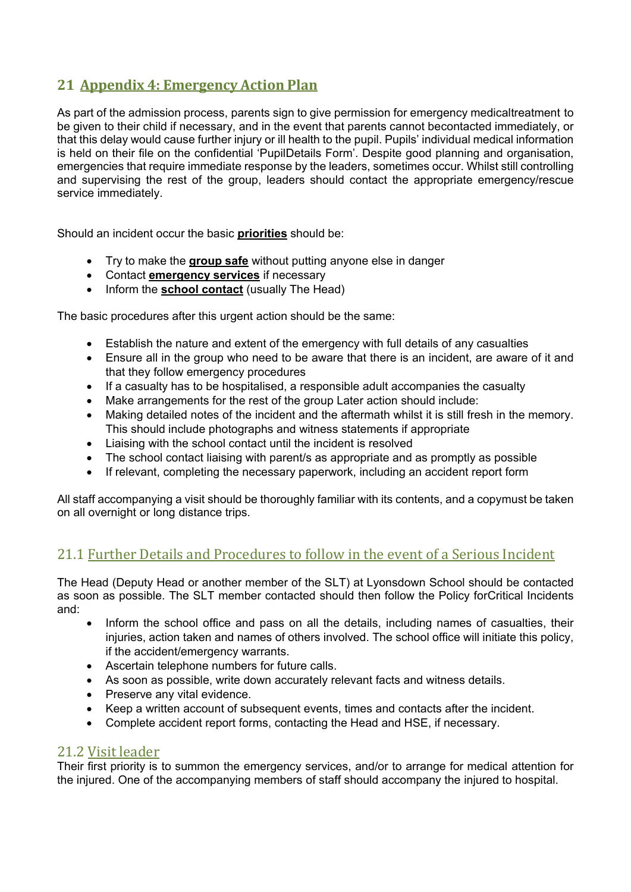## 21 Appendix 4: Emergency Action Plan

As part of the admission process, parents sign to give permission for emergency medicaltreatment to be given to their child if necessary, and in the event that parents cannot becontacted immediately, or that this delay would cause further injury or ill health to the pupil. Pupils' individual medical information is held on their file on the confidential 'PupilDetails Form'. Despite good planning and organisation, emergencies that require immediate response by the leaders, sometimes occur. Whilst still controlling and supervising the rest of the group, leaders should contact the appropriate emergency/rescue service immediately.

Should an incident occur the basic **priorities** should be:

- Try to make the **group safe** without putting anyone else in danger
- Contact **emergency services** if necessary
- Inform the **school contact** (usually The Head)

The basic procedures after this urgent action should be the same:

- Establish the nature and extent of the emergency with full details of any casualties
- Ensure all in the group who need to be aware that there is an incident, are aware of it and that they follow emergency procedures
- If a casualty has to be hospitalised, a responsible adult accompanies the casualty
- Make arrangements for the rest of the group Later action should include:
- Making detailed notes of the incident and the aftermath whilst it is still fresh in the memory. This should include photographs and witness statements if appropriate
- Liaising with the school contact until the incident is resolved
- The school contact liaising with parent/s as appropriate and as promptly as possible
- If relevant, completing the necessary paperwork, including an accident report form

All staff accompanying a visit should be thoroughly familiar with its contents, and a copymust be taken on all overnight or long distance trips.

### 21.1 Further Details and Procedures to follow in the event of a Serious Incident

The Head (Deputy Head or another member of the SLT) at Lyonsdown School should be contacted as soon as possible. The SLT member contacted should then follow the Policy forCritical Incidents and:

- Inform the school office and pass on all the details, including names of casualties, their injuries, action taken and names of others involved. The school office will initiate this policy, if the accident/emergency warrants.
- Ascertain telephone numbers for future calls.
- As soon as possible, write down accurately relevant facts and witness details.
- Preserve any vital evidence.
- Keep a written account of subsequent events, times and contacts after the incident.
- Complete accident report forms, contacting the Head and HSE, if necessary.

### 21.2 Visit leader

Their first priority is to summon the emergency services, and/or to arrange for medical attention for the injured. One of the accompanying members of staff should accompany the injured to hospital.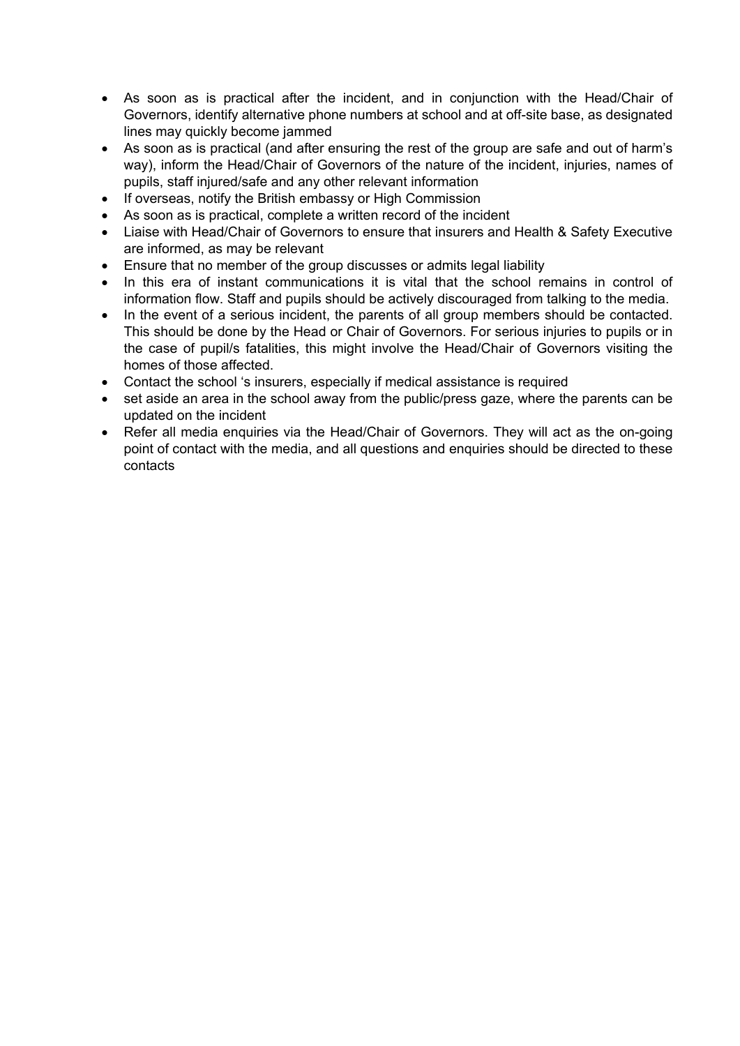- As soon as is practical after the incident, and in conjunction with the Head/Chair of Governors, identify alternative phone numbers at school and at off-site base, as designated lines may quickly become jammed
- As soon as is practical (and after ensuring the rest of the group are safe and out of harm's way), inform the Head/Chair of Governors of the nature of the incident, injuries, names of pupils, staff injured/safe and any other relevant information
- If overseas, notify the British embassy or High Commission
- As soon as is practical, complete a written record of the incident
- Liaise with Head/Chair of Governors to ensure that insurers and Health & Safety Executive are informed, as may be relevant
- Ensure that no member of the group discusses or admits legal liability
- In this era of instant communications it is vital that the school remains in control of information flow. Staff and pupils should be actively discouraged from talking to the media.
- In the event of a serious incident, the parents of all group members should be contacted. This should be done by the Head or Chair of Governors. For serious injuries to pupils or in the case of pupil/s fatalities, this might involve the Head/Chair of Governors visiting the homes of those affected.
- Contact the school 's insurers, especially if medical assistance is required
- set aside an area in the school away from the public/press gaze, where the parents can be updated on the incident
- Refer all media enquiries via the Head/Chair of Governors. They will act as the on-going point of contact with the media, and all questions and enquiries should be directed to these contacts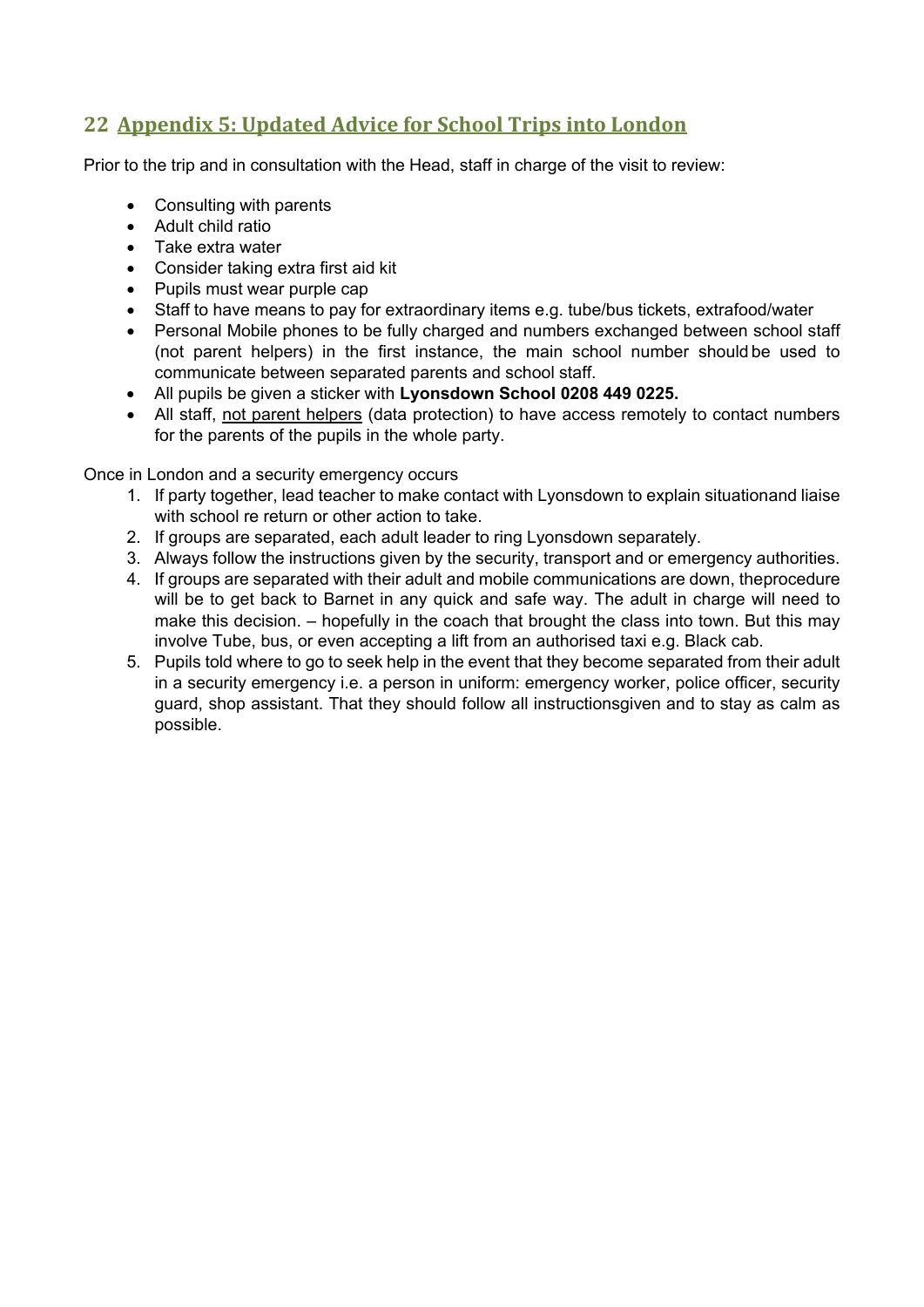## 22 Appendix 5: Updated Advice for School Trips into London

Prior to the trip and in consultation with the Head, staff in charge of the visit to review:

- Consulting with parents
- Adult child ratio
- Take extra water
- Consider taking extra first aid kit
- Pupils must wear purple cap
- Staff to have means to pay for extraordinary items e.g. tube/bus tickets, extrafood/water
- Personal Mobile phones to be fully charged and numbers exchanged between school staff (not parent helpers) in the first instance, the main school number should be used to communicate between separated parents and school staff.
- All pupils be given a sticker with **Lyonsdown School 0208 449 0225.**
- All staff, <u>not parent helpers</u> (data protection) to have access remotely to contact numbers for the parents of the pupils in the whole party.

Once in London and a security emergency occurs

1. If party together, lead teacher to make contact with Lyonsdown to explain situationand liaise with school re return or other action to take.
2. If groups are separated, each adult leader to ring Lyonsdown separately.
3. Always follow the instructions given by the security, transport and or emergency authorities.
4. If groups are separated with their adult and mobile communications are down, theprocedure will be to get back to Barnet in any quick and safe way. The adult in charge will need to make this decision. – hopefully in the coach that brought the class into town. But this may involve Tube, bus, or even accepting a lift from an authorised taxi e.g. Black cab.
5. Pupils told where to go to seek help in the event that they become separated from their adult in a security emergency i.e. a person in uniform: emergency worker, police officer, security guard, shop assistant. That they should follow all instructionsgiven and to stay as calm as possible.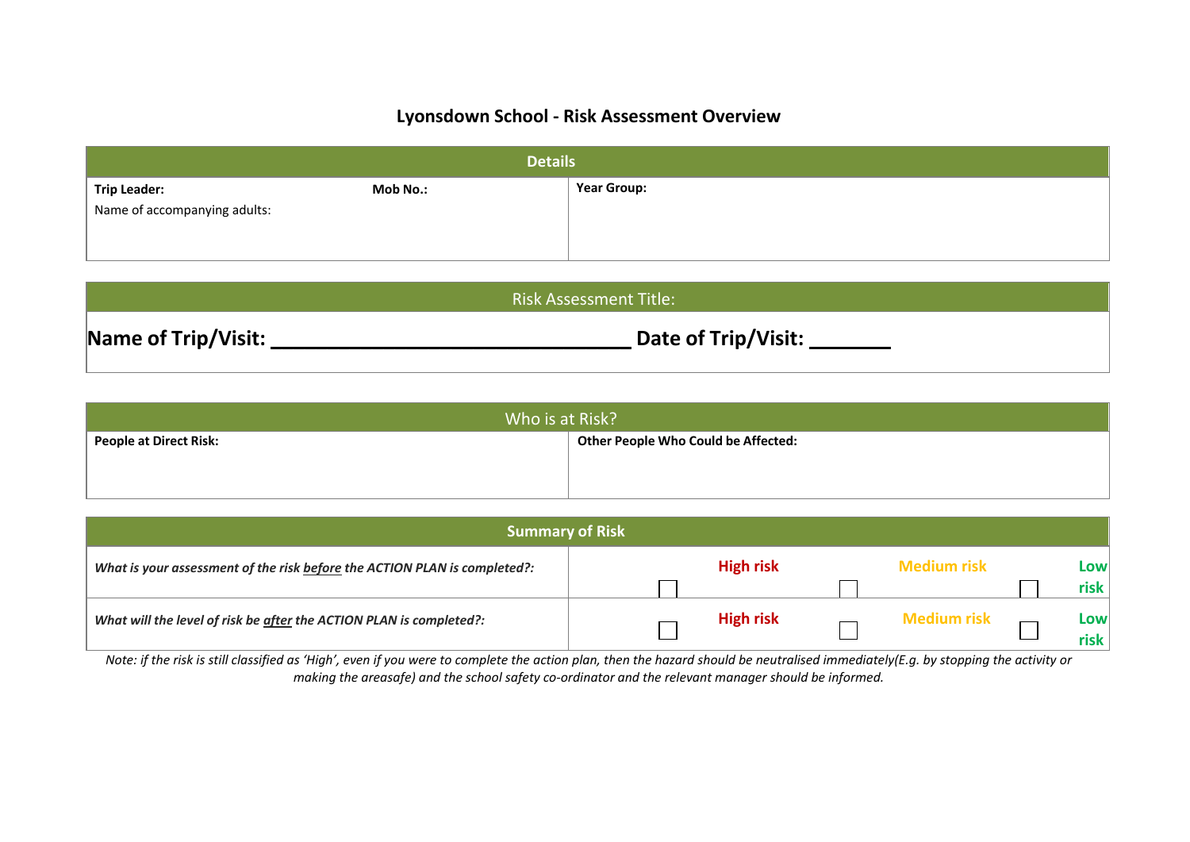# Lyonsdown School - Risk Assessment Overview

| Details | |
|---|---|
| **Trip Leader:** **Mob No.:**<br>Name of accompanying adults: | **Year Group:** |

| Risk Assessment Title: |
|---|
| **Name of Trip/Visit: ________________________________ Date of Trip/Visit: _______** |

| Who is at Risk? | |
|---|---|
| **People at Direct Risk:** | **Other People Who Could be Affected:** |

| Summary of Risk | | | |
|---|---|---|---|
| ***What is your assessment of the risk <u>before</u> the ACTION PLAN is completed?:*** | ☐ **High risk** | ☐ **Medium risk** | ☐ **Low risk** |
| ***What will the level of risk be <u>after</u> the ACTION PLAN is completed?:*** | ☐ **High risk** | ☐ **Medium risk** | ☐ **Low risk** |

*Note: if the risk is still classified as 'High', even if you were to complete the action plan, then the hazard should be neutralised immediately(E.g. by stopping the activity or making the areasafe) and the school safety co-ordinator and the relevant manager should be informed.*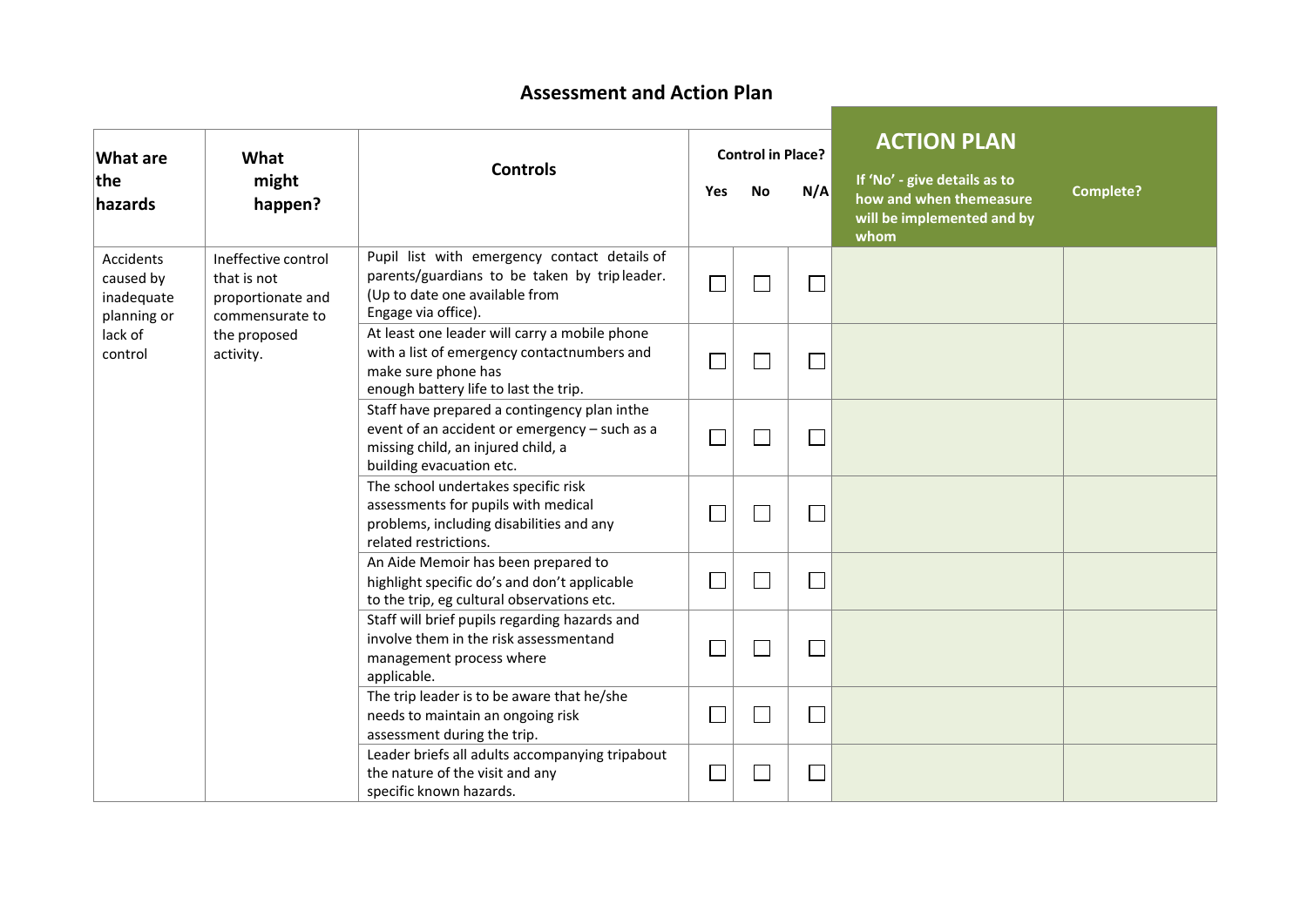## Assessment and Action Plan

| What are the hazards | What might happen? | Controls | Control in Place? Yes | No | N/A | ACTION PLAN If 'No' - give details as to how and when themeasure will be implemented and by whom | Complete? |
|---|---|---|---|---|---|---|---|
| Accidents caused by inadequate planning or lack of control | Ineffective control that is not proportionate and commensurate to the proposed activity. | Pupil list with emergency contact details of parents/guardians to be taken by trip leader. (Up to date one available from Engage via office). | ☐ | ☐ | ☐ | | |
| | | At least one leader will carry a mobile phone with a list of emergency contactnumbers and make sure phone has enough battery life to last the trip. | ☐ | ☐ | ☐ | | |
| | | Staff have prepared a contingency plan inthe event of an accident or emergency – such as a missing child, an injured child, a building evacuation etc. | ☐ | ☐ | ☐ | | |
| | | The school undertakes specific risk assessments for pupils with medical problems, including disabilities and any related restrictions. | ☐ | ☐ | ☐ | | |
| | | An Aide Memoir has been prepared to highlight specific do's and don't applicable to the trip, eg cultural observations etc. | ☐ | ☐ | ☐ | | |
| | | Staff will brief pupils regarding hazards and involve them in the risk assessmentand management process where applicable. | ☐ | ☐ | ☐ | | |
| | | The trip leader is to be aware that he/she needs to maintain an ongoing risk assessment during the trip. | ☐ | ☐ | ☐ | | |
| | | Leader briefs all adults accompanying tripabout the nature of the visit and any specific known hazards. | ☐ | ☐ | ☐ | | |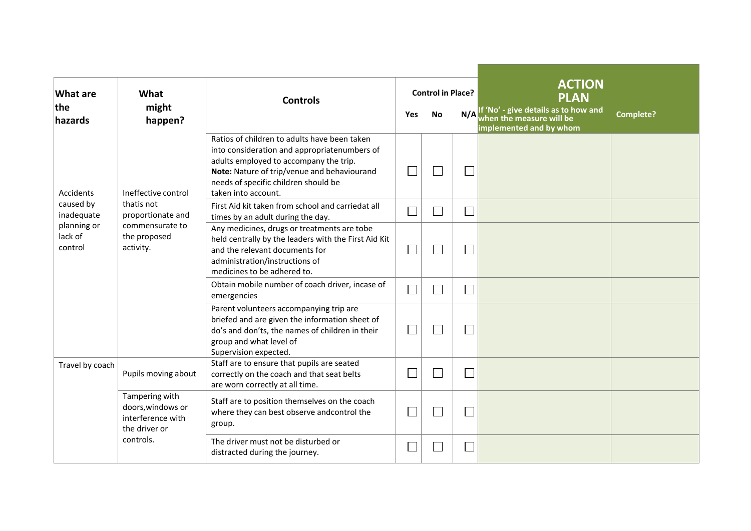| What are the hazards | What might happen? | Controls | Control in Place? Yes | No | N/A | ACTION PLAN If 'No' - give details as to how and when the measure will be implemented and by whom | Complete? |
|---|---|---|---|---|---|---|---|
| Accidents caused by inadequate planning or lack of control | Ineffective control thatis not proportionate and commensurate to the proposed activity. | Ratios of children to adults have been taken into consideration and appropriatenumbers of adults employed to accompany the trip. **Note:** Nature of trip/venue and behaviourand needs of specific children should be taken into account. | ☐ | ☐ | ☐ | | |
| | | First Aid kit taken from school and carriedat all times by an adult during the day. | ☐ | ☐ | ☐ | | |
| | | Any medicines, drugs or treatments are tobe held centrally by the leaders with the First Aid Kit and the relevant documents for administration/instructions of medicines to be adhered to. | ☐ | ☐ | ☐ | | |
| | | Obtain mobile number of coach driver, incase of emergencies | ☐ | ☐ | ☐ | | |
| | | Parent volunteers accompanying trip are briefed and are given the information sheet of do's and don'ts, the names of children in their group and what level of Supervision expected. | ☐ | ☐ | ☐ | | |
| Travel by coach | Pupils moving about | Staff are to ensure that pupils are seated correctly on the coach and that seat belts are worn correctly at all time. | ☐ | ☐ | ☐ | | |
| | Tampering with doors,windows or interference with the driver or controls. | Staff are to position themselves on the coach where they can best observe andcontrol the group. | ☐ | ☐ | ☐ | | |
| | | The driver must not be disturbed or distracted during the journey. | ☐ | ☐ | ☐ | | |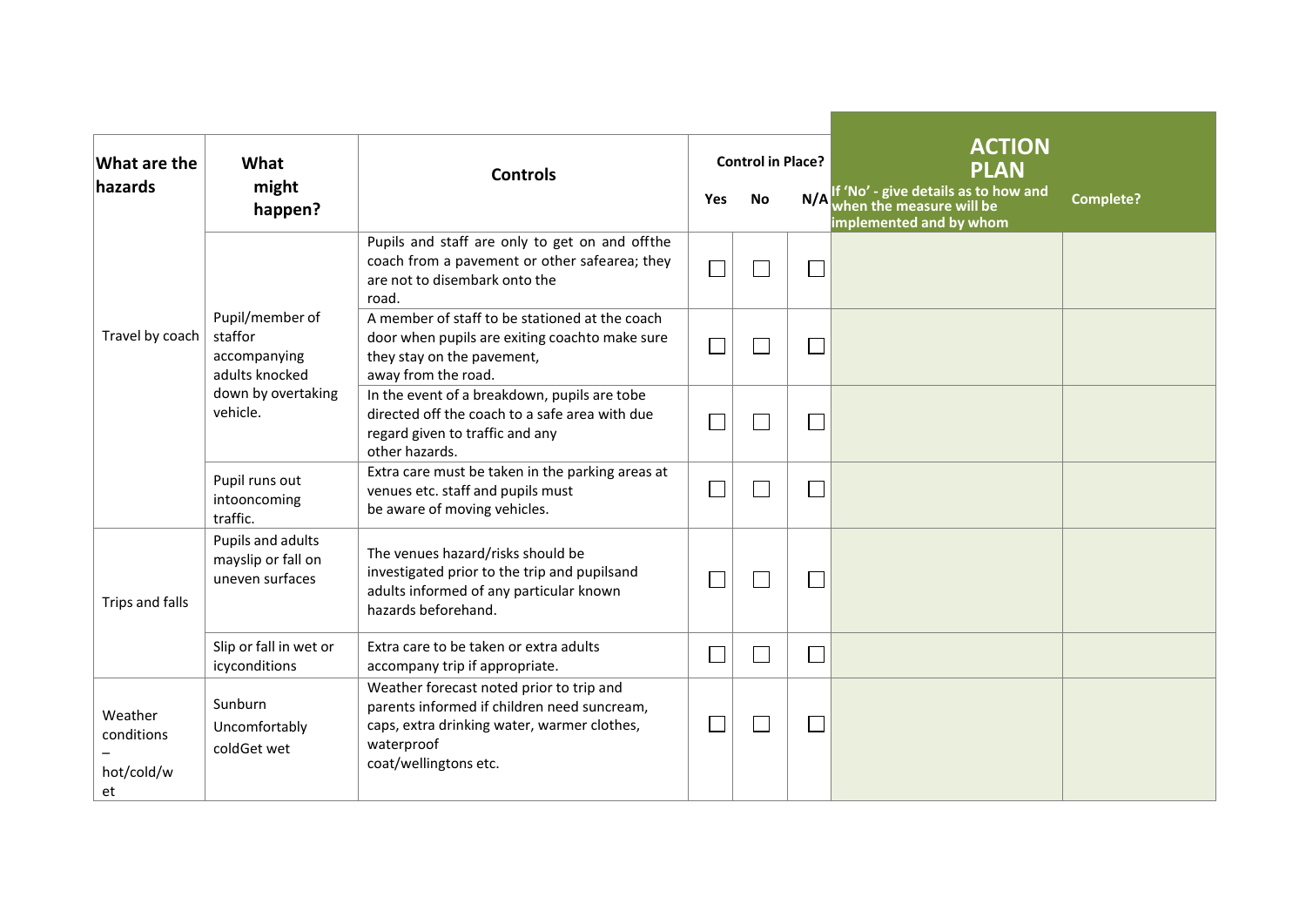| What are the hazards | What might happen? | Controls | Control in Place? Yes | No | N/A | ACTION PLAN If 'No' - give details as to how and when the measure will be implemented and by whom | Complete? |
|---|---|---|---|---|---|---|---|
| Travel by coach | Pupil/member of staffor accompanying adults knocked down by overtaking vehicle. | Pupils and staff are only to get on and offthe coach from a pavement or other safearea; they are not to disembark onto the road. | ☐ | ☐ | ☐ | | |
| | | A member of staff to be stationed at the coach door when pupils are exiting coachto make sure they stay on the pavement, away from the road. | ☐ | ☐ | ☐ | | |
| | | In the event of a breakdown, pupils are tobe directed off the coach to a safe area with due regard given to traffic and any other hazards. | ☐ | ☐ | ☐ | | |
| | Pupil runs out intooncoming traffic. | Extra care must be taken in the parking areas at venues etc. staff and pupils must be aware of moving vehicles. | ☐ | ☐ | ☐ | | |
| Trips and falls | Pupils and adults mayslip or fall on uneven surfaces | The venues hazard/risks should be investigated prior to the trip and pupilsand adults informed of any particular known hazards beforehand. | ☐ | ☐ | ☐ | | |
| | Slip or fall in wet or icyconditions | Extra care to be taken or extra adults accompany trip if appropriate. | ☐ | ☐ | ☐ | | |
| Weather conditions – hot/cold/wet | Sunburn Uncomfortably coldGet wet | Weather forecast noted prior to trip and parents informed if children need suncream, caps, extra drinking water, warmer clothes, waterproof coat/wellingtons etc. | ☐ | ☐ | ☐ | | |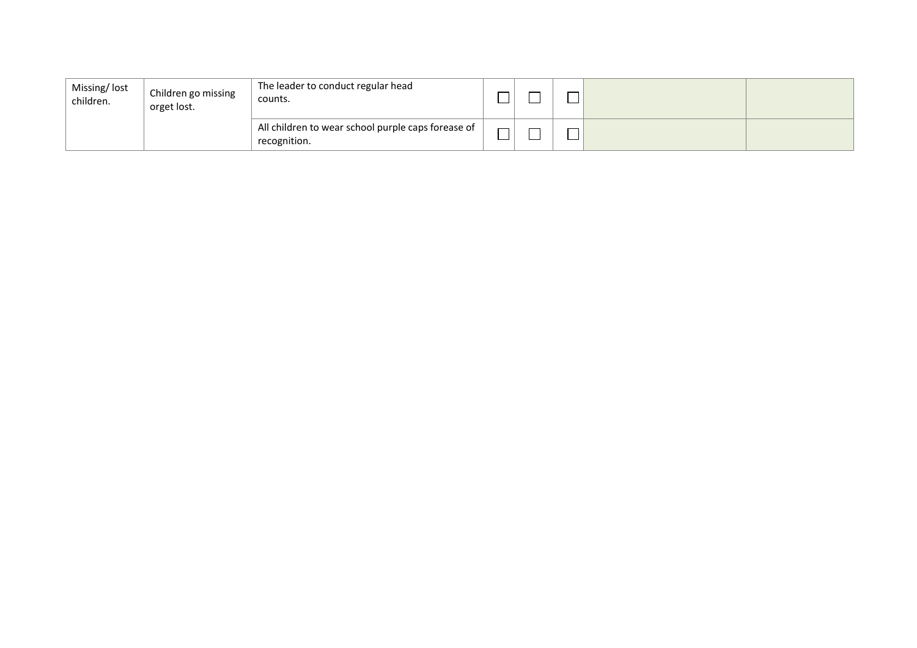| Missing/ lost children. | Children go missing orget lost. | The leader to conduct regular head counts. | ☐ | ☐ | ☐ | | |
|---|---|---|---|---|---|---|---|
| | | All children to wear school purple caps forease of recognition. | ☐ | ☐ | ☐ | | |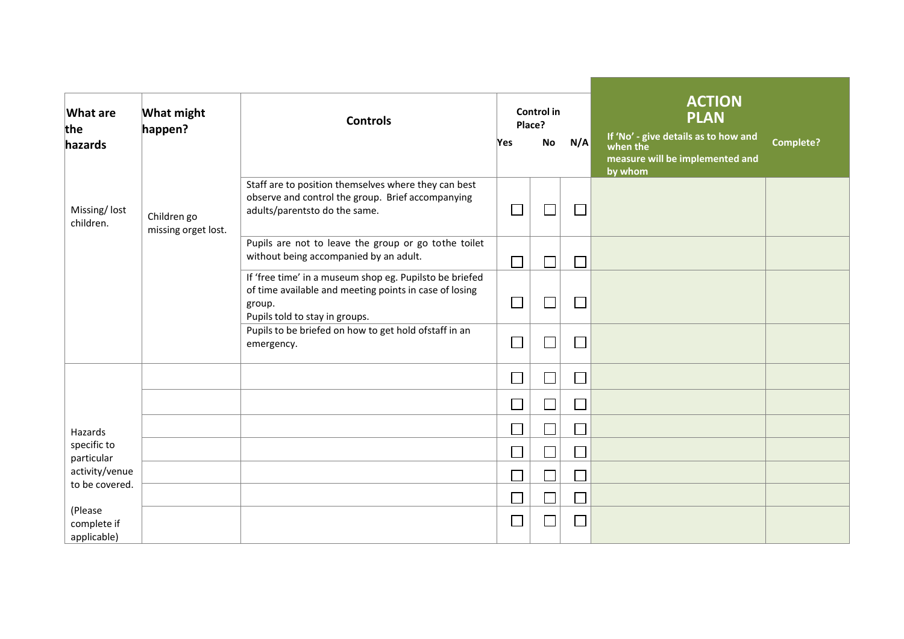| What are the hazards | What might happen? | Controls | Control in Place? Yes | No | N/A | ACTION PLAN If 'No' - give details as to how and when the measure will be implemented and by whom | Complete? |
|---|---|---|---|---|---|---|---|
| Missing/ lost children. | Children go missing orget lost. | Staff are to position themselves where they can best observe and control the group. Brief accompanying adults/parentsto do the same. | ☐ | ☐ | ☐ | | |
| | | Pupils are not to leave the group or go tothe toilet without being accompanied by an adult. | ☐ | ☐ | ☐ | | |
| | | If 'free time' in a museum shop eg. Pupilsto be briefed of time available and meeting points in case of losing group. Pupils told to stay in groups. | ☐ | ☐ | ☐ | | |
| | | Pupils to be briefed on how to get hold ofstaff in an emergency. | ☐ | ☐ | ☐ | | |
| Hazards specific to particular activity/venue to be covered. (Please complete if applicable) | | | ☐ | ☐ | ☐ | | |
| | | | ☐ | ☐ | ☐ | | |
| | | | ☐ | ☐ | ☐ | | |
| | | | ☐ | ☐ | ☐ | | |
| | | | ☐ | ☐ | ☐ | | |
| | | | ☐ | ☐ | ☐ | | |
| | | | ☐ | ☐ | ☐ | | |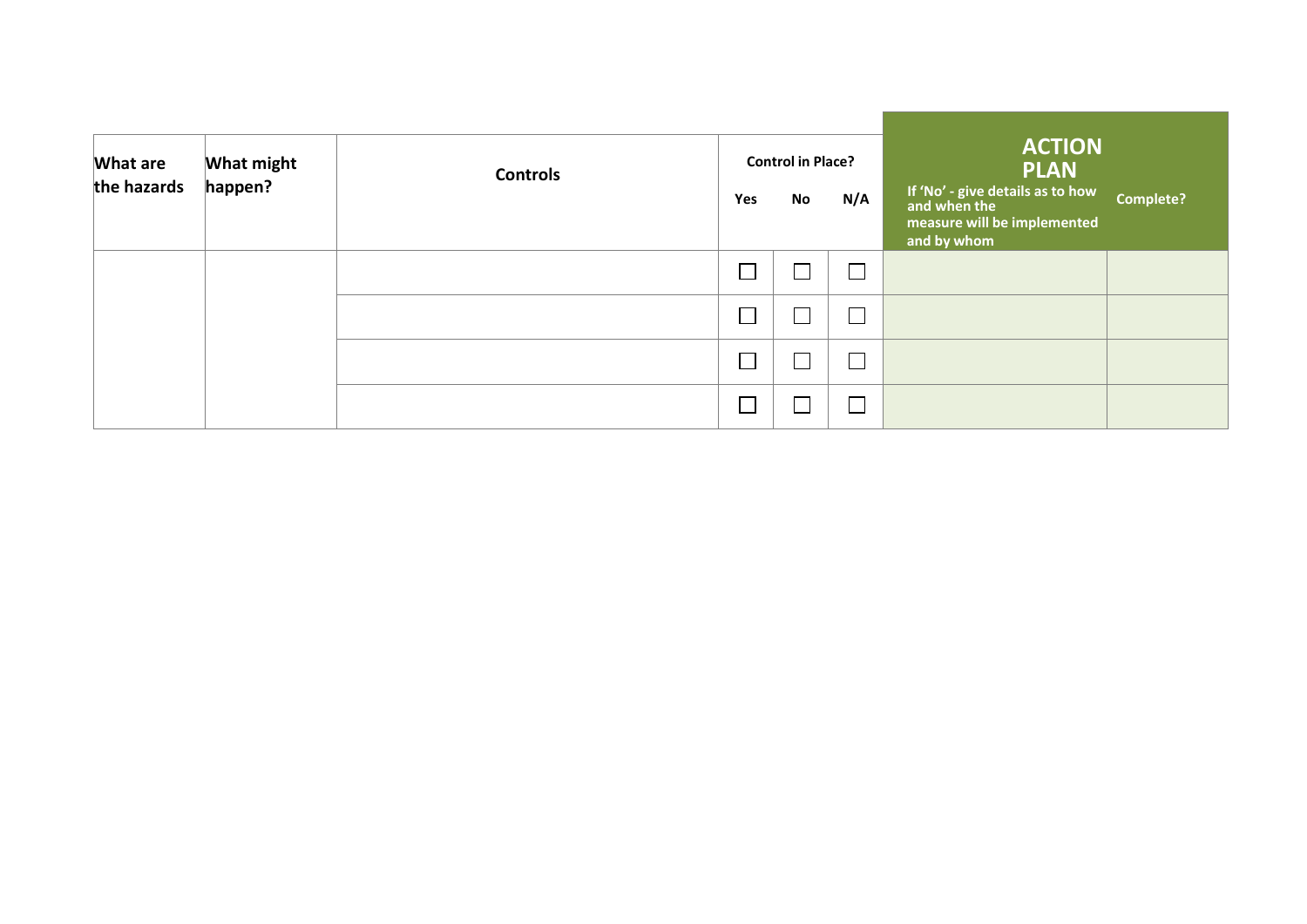| What are the hazards | What might happen? | Controls | Control in Place? | | | ACTION PLAN<br>If 'No' - give details as to how and when the measure will be implemented and by whom | Complete? |
|---|---|---|---|---|---|---|---|
| | | | Yes | No | N/A | | |
| | | | ☐ | ☐ | ☐ | | |
| | | | ☐ | ☐ | ☐ | | |
| | | | ☐ | ☐ | ☐ | | |
| | | | ☐ | ☐ | ☐ | | |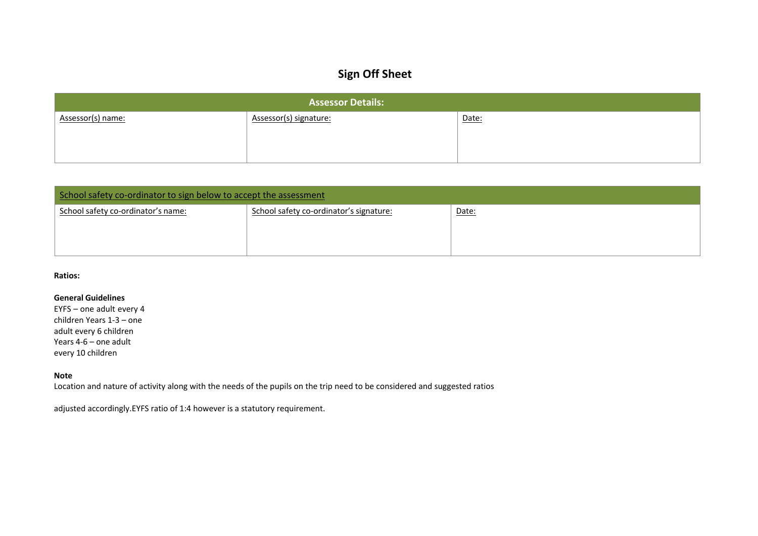# Sign Off Sheet

| Assessor Details: | | |
|---|---|---|
| Assessor(s) name: | Assessor(s) signature: | Date: |

| School safety co-ordinator to sign below to accept the assessment | | |
|---|---|---|
| School safety co-ordinator's name: | School safety co-ordinator's signature: | Date: |

**Ratios:**

**General Guidelines**

EYFS – one adult every 4 children Years 1-3 – one adult every 6 children Years 4-6 – one adult every 10 children

**Note**

Location and nature of activity along with the needs of the pupils on the trip need to be considered and suggested ratios

adjusted accordingly.EYFS ratio of 1:4 however is a statutory requirement.